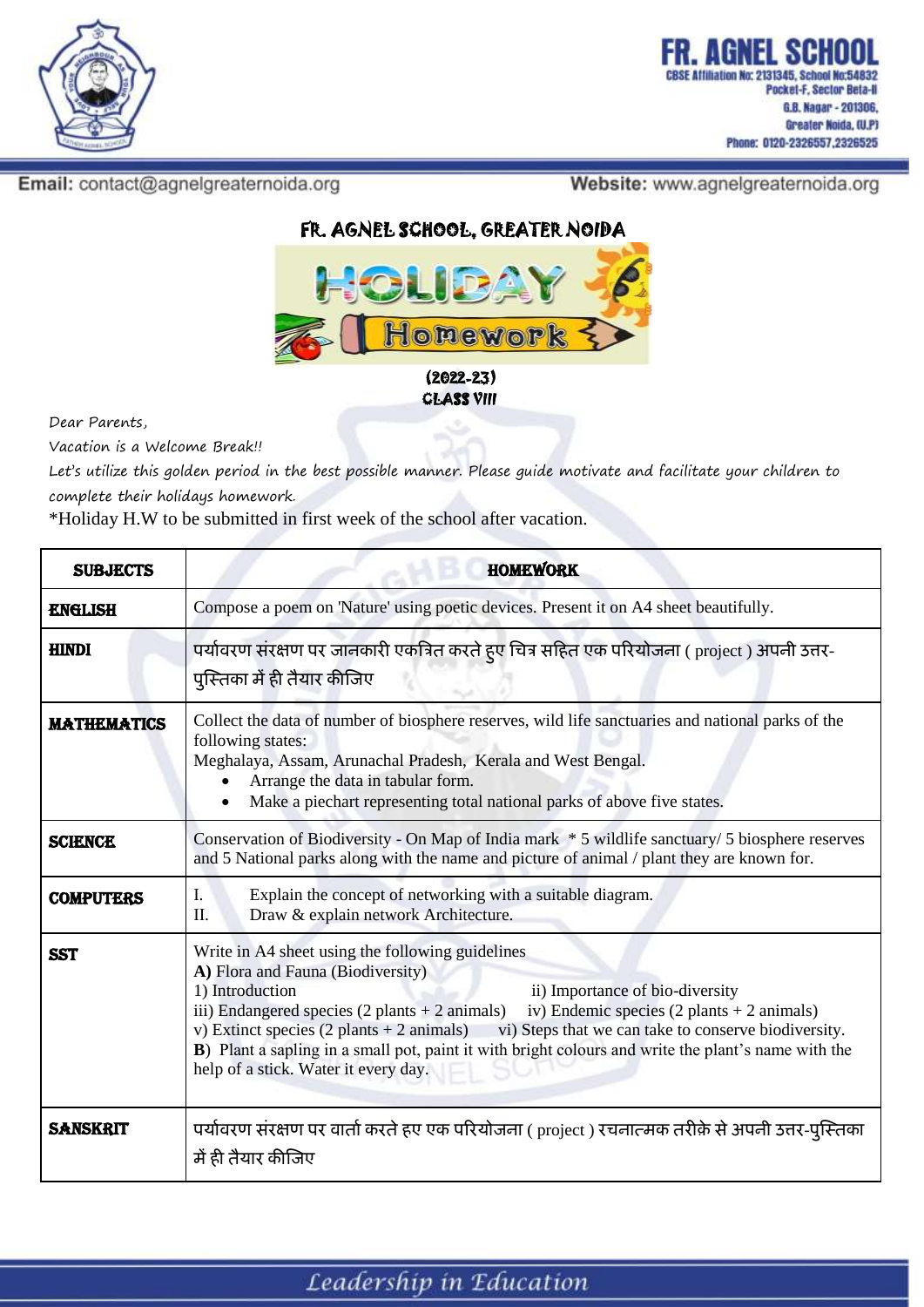**FR. AGNEL SCHOOL**
CBSE Affiliation No: 2131345, School No:54832
Pocket-F, Sector Beta-II
G.B. Nagar - 201306,
Greater Noida, (U.P)
Phone: 0120-2326557,2326525

**Email:** contact@agnelgreaternoida.org
**Website:** www.agnelgreaternoida.org

# FR. AGNEL SCHOOL, GREATER NOIDA

## HOLIDAY Homework

**(2022-23)**
**CLASS VIII**

Dear Parents,

Vacation is a Welcome Break!!

Let's utilize this golden period in the best possible manner. Please guide motivate and facilitate your children to complete their holidays homework.

*Holiday H.W to be submitted in first week of the school after vacation.

| SUBJECTS | HOMEWORK |
|---|---|
| **ENGLISH** | Compose a poem on 'Nature' using poetic devices. Present it on A4 sheet beautifully. |
| **HINDI** | पर्यावरण संरक्षण पर जानकारी एकत्रित करते हुए चित्र सहित एक परियोजना ( project ) अपनी उत्तर-पुस्तिका में ही तैयार कीजिए |
| **MATHEMATICS** | Collect the data of number of biosphere reserves, wild life sanctuaries and national parks of the following states:<br>Meghalaya, Assam, Arunachal Pradesh, Kerala and West Bengal.<br>• Arrange the data in tabular form.<br>• Make a piechart representing total national parks of above five states. |
| **SCIENCE** | Conservation of Biodiversity - On Map of India mark * 5 wildlife sanctuary/ 5 biosphere reserves and 5 National parks along with the name and picture of animal / plant they are known for. |
| **COMPUTERS** | I. Explain the concept of networking with a suitable diagram.<br>II. Draw & explain network Architecture. |
| **SST** | Write in A4 sheet using the following guidelines<br>**A)** Flora and Fauna (Biodiversity)<br>1) Introduction<br>ii) Importance of bio-diversity<br>iii) Endangered species (2 plants + 2 animals)<br>iv) Endemic species (2 plants + 2 animals)<br>v) Extinct species (2 plants + 2 animals)<br>vi) Steps that we can take to conserve biodiversity.<br>**B**) Plant a sapling in a small pot, paint it with bright colours and write the plant's name with the help of a stick. Water it every day. |
| **SANSKRIT** | पर्यावरण संरक्षण पर वार्ता करते हए एक परियोजना ( project ) रचनात्मक तरीक़े से अपनी उत्तर-पुस्तिका में ही तैयार कीजिए |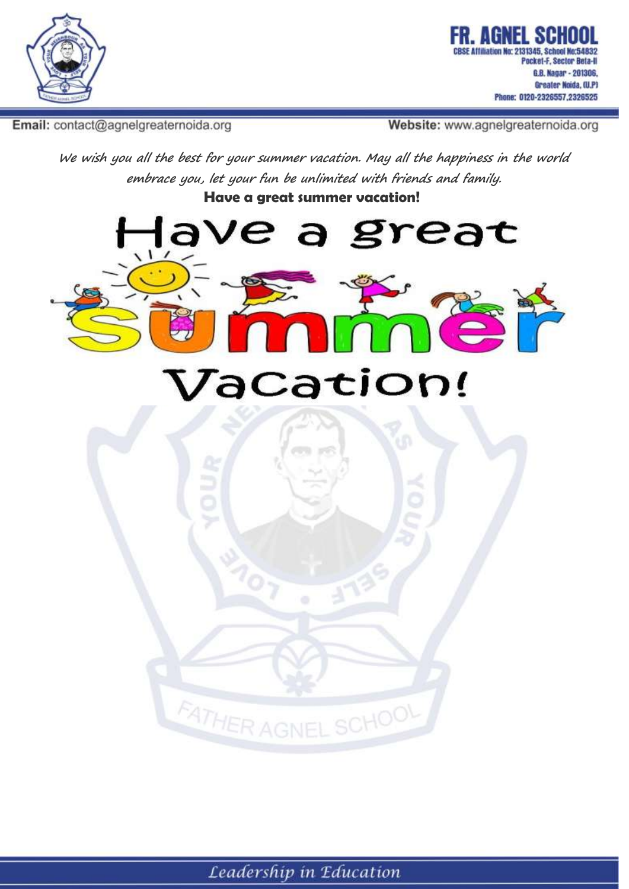*We wish you all the best for your summer vacation. May all the happiness in the world embrace you, let your fun be unlimited with friends and family.*

**Have a great summer vacation!**

Have a great summer Vacation!